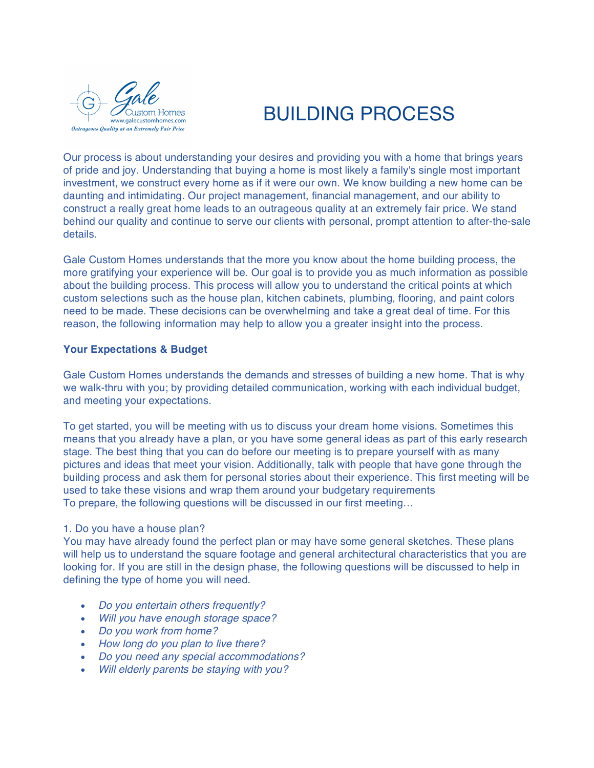# BUILDING PROCESS

Our process is about understanding your desires and providing you with a home that brings years of pride and joy. Understanding that buying a home is most likely a family's single most important investment, we construct every home as if it were our own. We know building a new home can be daunting and intimidating. Our project management, financial management, and our ability to construct a really great home leads to an outrageous quality at an extremely fair price. We stand behind our quality and continue to serve our clients with personal, prompt attention to after-the-sale details.

Gale Custom Homes understands that the more you know about the home building process, the more gratifying your experience will be. Our goal is to provide you as much information as possible about the building process. This process will allow you to understand the critical points at which custom selections such as the house plan, kitchen cabinets, plumbing, flooring, and paint colors need to be made. These decisions can be overwhelming and take a great deal of time. For this reason, the following information may help to allow you a greater insight into the process.

**Your Expectations & Budget**

Gale Custom Homes understands the demands and stresses of building a new home. That is why we walk-thru with you; by providing detailed communication, working with each individual budget, and meeting your expectations.

To get started, you will be meeting with us to discuss your dream home visions. Sometimes this means that you already have a plan, or you have some general ideas as part of this early research stage. The best thing that you can do before our meeting is to prepare yourself with as many pictures and ideas that meet your vision. Additionally, talk with people that have gone through the building process and ask them for personal stories about their experience. This first meeting will be used to take these visions and wrap them around your budgetary requirements
To prepare, the following questions will be discussed in our first meeting…

1. Do you have a house plan?
You may have already found the perfect plan or may have some general sketches. These plans will help us to understand the square footage and general architectural characteristics that you are looking for. If you are still in the design phase, the following questions will be discussed to help in defining the type of home you will need.

- *Do you entertain others frequently?*
- *Will you have enough storage space?*
- *Do you work from home?*
- *How long do you plan to live there?*
- *Do you need any special accommodations?*
- *Will elderly parents be staying with you?*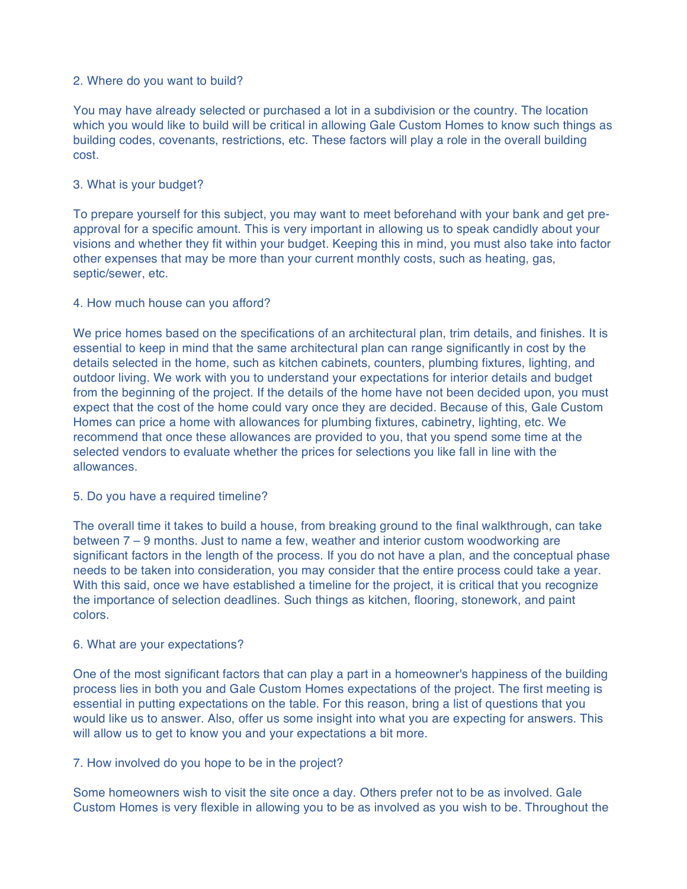2. Where do you want to build?

You may have already selected or purchased a lot in a subdivision or the country. The location which you would like to build will be critical in allowing Gale Custom Homes to know such things as building codes, covenants, restrictions, etc. These factors will play a role in the overall building cost.

3. What is your budget?

To prepare yourself for this subject, you may want to meet beforehand with your bank and get pre-approval for a specific amount. This is very important in allowing us to speak candidly about your visions and whether they fit within your budget. Keeping this in mind, you must also take into factor other expenses that may be more than your current monthly costs, such as heating, gas, septic/sewer, etc.

4. How much house can you afford?

We price homes based on the specifications of an architectural plan, trim details, and finishes. It is essential to keep in mind that the same architectural plan can range significantly in cost by the details selected in the home, such as kitchen cabinets, counters, plumbing fixtures, lighting, and outdoor living. We work with you to understand your expectations for interior details and budget from the beginning of the project. If the details of the home have not been decided upon, you must expect that the cost of the home could vary once they are decided. Because of this, Gale Custom Homes can price a home with allowances for plumbing fixtures, cabinetry, lighting, etc. We recommend that once these allowances are provided to you, that you spend some time at the selected vendors to evaluate whether the prices for selections you like fall in line with the allowances.

5. Do you have a required timeline?

The overall time it takes to build a house, from breaking ground to the final walkthrough, can take between 7 – 9 months. Just to name a few, weather and interior custom woodworking are significant factors in the length of the process. If you do not have a plan, and the conceptual phase needs to be taken into consideration, you may consider that the entire process could take a year. With this said, once we have established a timeline for the project, it is critical that you recognize the importance of selection deadlines. Such things as kitchen, flooring, stonework, and paint colors.

6. What are your expectations?

One of the most significant factors that can play a part in a homeowner's happiness of the building process lies in both you and Gale Custom Homes expectations of the project. The first meeting is essential in putting expectations on the table. For this reason, bring a list of questions that you would like us to answer. Also, offer us some insight into what you are expecting for answers. This will allow us to get to know you and your expectations a bit more.

7. How involved do you hope to be in the project?

Some homeowners wish to visit the site once a day. Others prefer not to be as involved. Gale Custom Homes is very flexible in allowing you to be as involved as you wish to be. Throughout the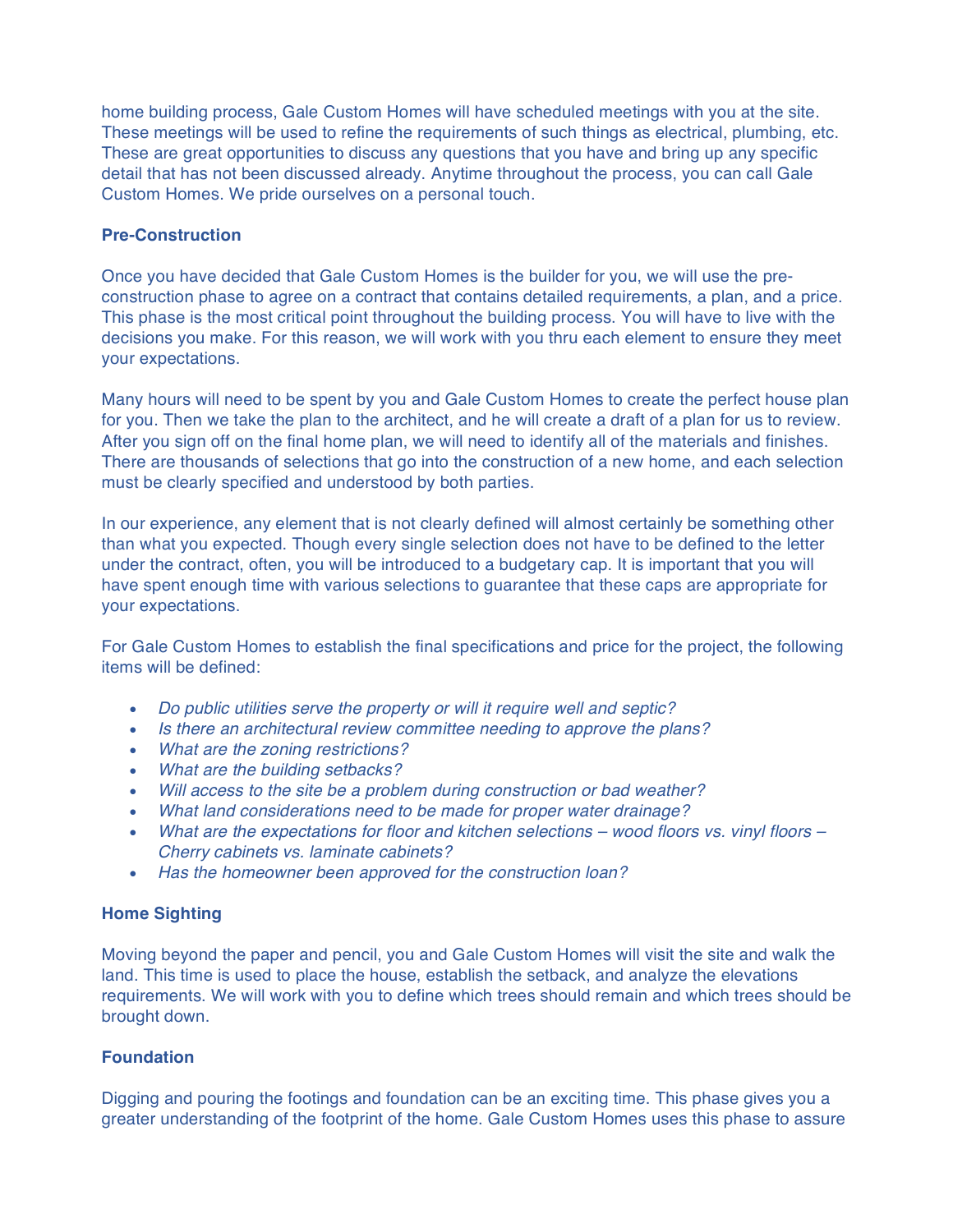home building process, Gale Custom Homes will have scheduled meetings with you at the site. These meetings will be used to refine the requirements of such things as electrical, plumbing, etc. These are great opportunities to discuss any questions that you have and bring up any specific detail that has not been discussed already. Anytime throughout the process, you can call Gale Custom Homes. We pride ourselves on a personal touch.

**Pre-Construction**

Once you have decided that Gale Custom Homes is the builder for you, we will use the pre-construction phase to agree on a contract that contains detailed requirements, a plan, and a price. This phase is the most critical point throughout the building process. You will have to live with the decisions you make. For this reason, we will work with you thru each element to ensure they meet your expectations.

Many hours will need to be spent by you and Gale Custom Homes to create the perfect house plan for you. Then we take the plan to the architect, and he will create a draft of a plan for us to review. After you sign off on the final home plan, we will need to identify all of the materials and finishes. There are thousands of selections that go into the construction of a new home, and each selection must be clearly specified and understood by both parties.

In our experience, any element that is not clearly defined will almost certainly be something other than what you expected. Though every single selection does not have to be defined to the letter under the contract, often, you will be introduced to a budgetary cap. It is important that you will have spent enough time with various selections to guarantee that these caps are appropriate for your expectations.

For Gale Custom Homes to establish the final specifications and price for the project, the following items will be defined:

- *Do public utilities serve the property or will it require well and septic?*
- *Is there an architectural review committee needing to approve the plans?*
- *What are the zoning restrictions?*
- *What are the building setbacks?*
- *Will access to the site be a problem during construction or bad weather?*
- *What land considerations need to be made for proper water drainage?*
- *What are the expectations for floor and kitchen selections – wood floors vs. vinyl floors – Cherry cabinets vs. laminate cabinets?*
- *Has the homeowner been approved for the construction loan?*

**Home Sighting**

Moving beyond the paper and pencil, you and Gale Custom Homes will visit the site and walk the land. This time is used to place the house, establish the setback, and analyze the elevations requirements. We will work with you to define which trees should remain and which trees should be brought down.

**Foundation**

Digging and pouring the footings and foundation can be an exciting time. This phase gives you a greater understanding of the footprint of the home. Gale Custom Homes uses this phase to assure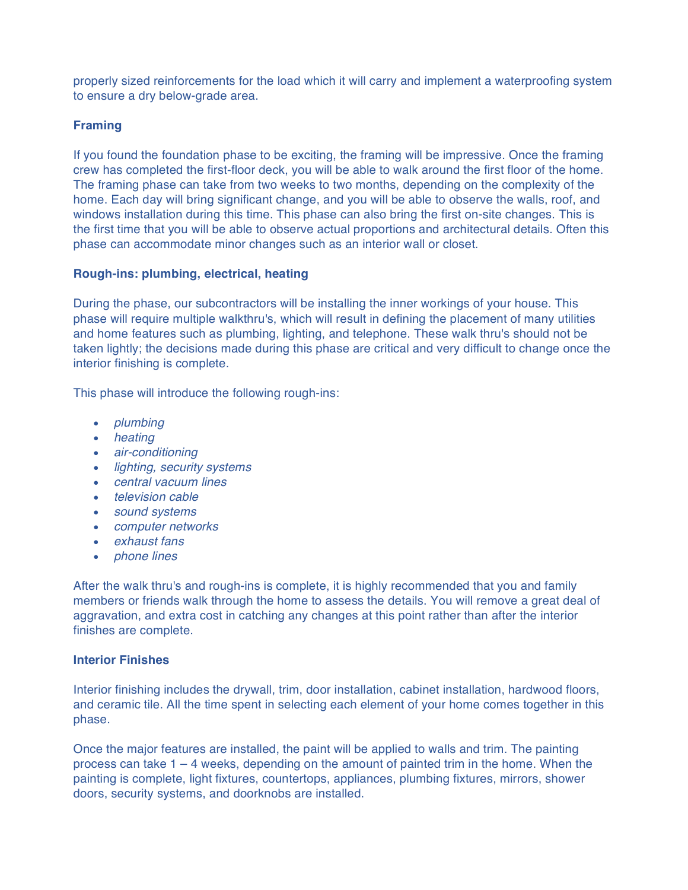properly sized reinforcements for the load which it will carry and implement a waterproofing system to ensure a dry below-grade area.

### Framing

If you found the foundation phase to be exciting, the framing will be impressive. Once the framing crew has completed the first-floor deck, you will be able to walk around the first floor of the home. The framing phase can take from two weeks to two months, depending on the complexity of the home. Each day will bring significant change, and you will be able to observe the walls, roof, and windows installation during this time. This phase can also bring the first on-site changes. This is the first time that you will be able to observe actual proportions and architectural details. Often this phase can accommodate minor changes such as an interior wall or closet.

### Rough-ins: plumbing, electrical, heating

During the phase, our subcontractors will be installing the inner workings of your house. This phase will require multiple walkthru's, which will result in defining the placement of many utilities and home features such as plumbing, lighting, and telephone. These walk thru's should not be taken lightly; the decisions made during this phase are critical and very difficult to change once the interior finishing is complete.

This phase will introduce the following rough-ins:

- *plumbing*
- *heating*
- *air-conditioning*
- *lighting, security systems*
- *central vacuum lines*
- *television cable*
- *sound systems*
- *computer networks*
- *exhaust fans*
- *phone lines*

After the walk thru's and rough-ins is complete, it is highly recommended that you and family members or friends walk through the home to assess the details. You will remove a great deal of aggravation, and extra cost in catching any changes at this point rather than after the interior finishes are complete.

### Interior Finishes

Interior finishing includes the drywall, trim, door installation, cabinet installation, hardwood floors, and ceramic tile. All the time spent in selecting each element of your home comes together in this phase.

Once the major features are installed, the paint will be applied to walls and trim. The painting process can take 1 – 4 weeks, depending on the amount of painted trim in the home. When the painting is complete, light fixtures, countertops, appliances, plumbing fixtures, mirrors, shower doors, security systems, and doorknobs are installed.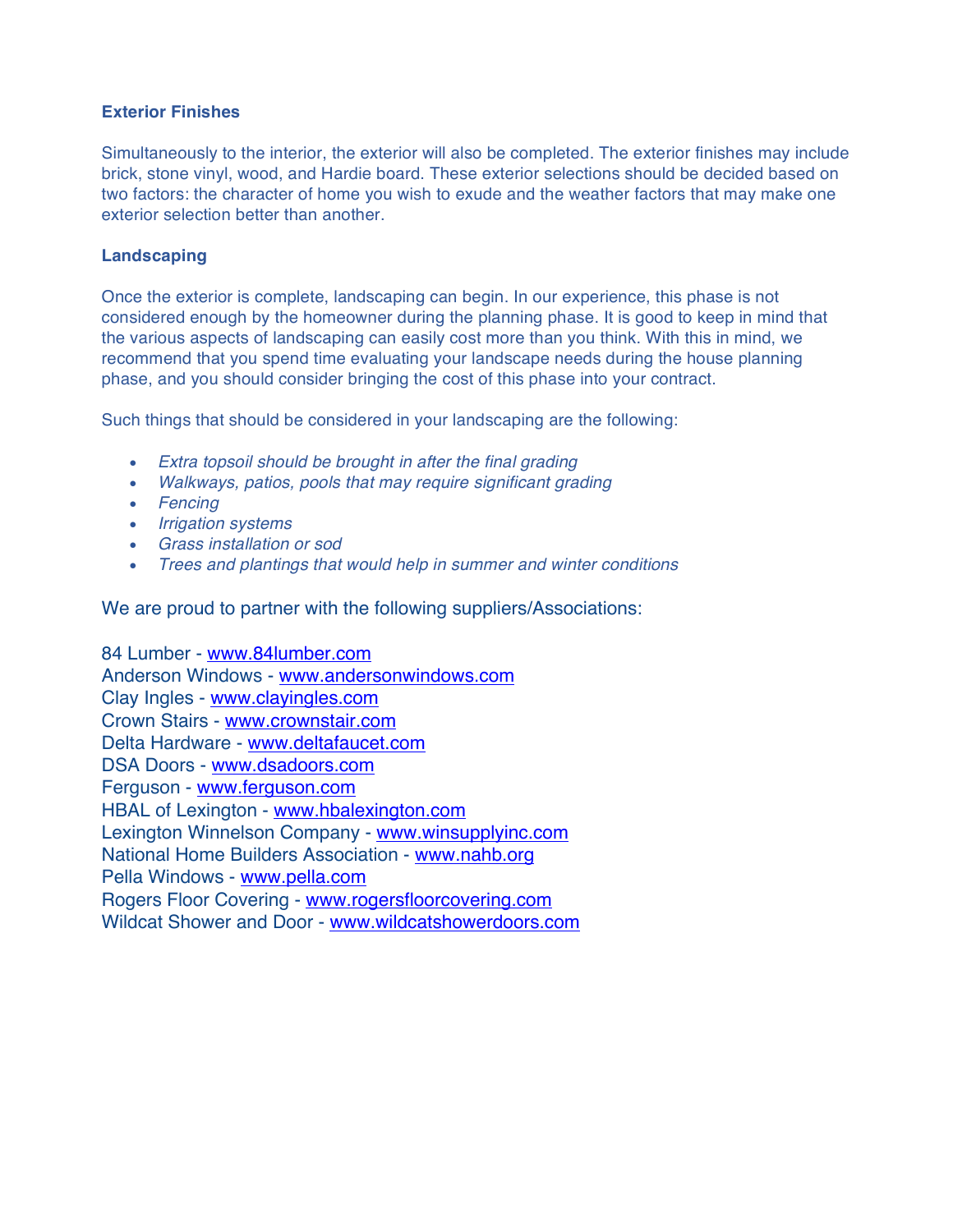### Exterior Finishes

Simultaneously to the interior, the exterior will also be completed. The exterior finishes may include brick, stone vinyl, wood, and Hardie board. These exterior selections should be decided based on two factors: the character of home you wish to exude and the weather factors that may make one exterior selection better than another.

### Landscaping

Once the exterior is complete, landscaping can begin. In our experience, this phase is not considered enough by the homeowner during the planning phase. It is good to keep in mind that the various aspects of landscaping can easily cost more than you think. With this in mind, we recommend that you spend time evaluating your landscape needs during the house planning phase, and you should consider bringing the cost of this phase into your contract.

Such things that should be considered in your landscaping are the following:

- *Extra topsoil should be brought in after the final grading*
- *Walkways, patios, pools that may require significant grading*
- *Fencing*
- *Irrigation systems*
- *Grass installation or sod*
- *Trees and plantings that would help in summer and winter conditions*

We are proud to partner with the following suppliers/Associations:

84 Lumber - www.84lumber.com
Anderson Windows - www.andersonwindows.com
Clay Ingles - www.clayingles.com
Crown Stairs - www.crownstair.com
Delta Hardware - www.deltafaucet.com
DSA Doors - www.dsadoors.com
Ferguson - www.ferguson.com
HBAL of Lexington - www.hbalexington.com
Lexington Winnelson Company - www.winsupplyinc.com
National Home Builders Association - www.nahb.org
Pella Windows - www.pella.com
Rogers Floor Covering - www.rogersfloorcovering.com
Wildcat Shower and Door - www.wildcatshowerdoors.com